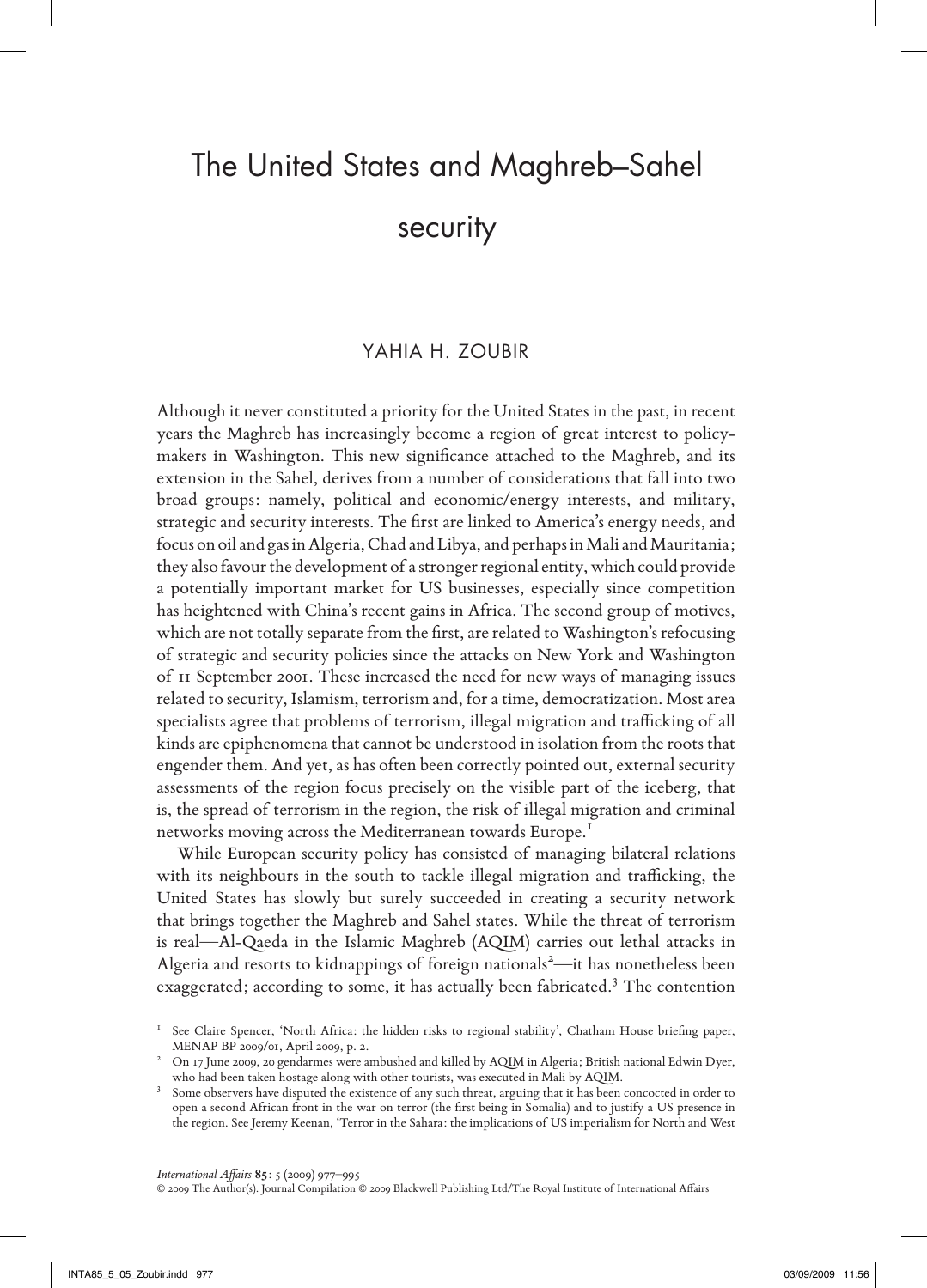# The United States and Maghreb–Sahel security

YAHIA H. ZOUBIR

Although it never constituted a priority for the United States in the past, in recent years the Maghreb has increasingly become a region of great interest to policy-makers in Washington. This new significance attached to the Maghreb, and its extension in the Sahel, derives from a number of considerations that fall into two broad groups: namely, political and economic/energy interests, and military, strategic and security interests. The first are linked to America's energy needs, and focus on oil and gas in Algeria, Chad and Libya, and perhaps in Mali and Mauritania; they also favour the development of a stronger regional entity, which could provide a potentially important market for US businesses, especially since competition has heightened with China's recent gains in Africa. The second group of motives, which are not totally separate from the first, are related to Washington's refocusing of strategic and security policies since the attacks on New York and Washington of 11 September 2001. These increased the need for new ways of managing issues related to security, Islamism, terrorism and, for a time, democratization. Most area specialists agree that problems of terrorism, illegal migration and trafficking of all kinds are epiphenomena that cannot be understood in isolation from the roots that engender them. And yet, as has often been correctly pointed out, external security assessments of the region focus precisely on the visible part of the iceberg, that is, the spread of terrorism in the region, the risk of illegal migration and criminal networks moving across the Mediterranean towards Europe.[1]

While European security policy has consisted of managing bilateral relations with its neighbours in the south to tackle illegal migration and trafficking, the United States has slowly but surely succeeded in creating a security network that brings together the Maghreb and Sahel states. While the threat of terrorism is real—Al-Qaeda in the Islamic Maghreb (AQIM) carries out lethal attacks in Algeria and resorts to kidnappings of foreign nationals[2]—it has nonetheless been exaggerated; according to some, it has actually been fabricated.[3] The contention

[1] See Claire Spencer, 'North Africa: the hidden risks to regional stability', Chatham House briefing paper, MENAP BP 2009/01, April 2009, p. 2.

[2] On 17 June 2009, 20 gendarmes were ambushed and killed by AQIM in Algeria; British national Edwin Dyer, who had been taken hostage along with other tourists, was executed in Mali by AQIM.

[3] Some observers have disputed the existence of any such threat, arguing that it has been concocted in order to open a second African front in the war on terror (the first being in Somalia) and to justify a US presence in the region. See Jeremy Keenan, 'Terror in the Sahara: the implications of US imperialism for North and West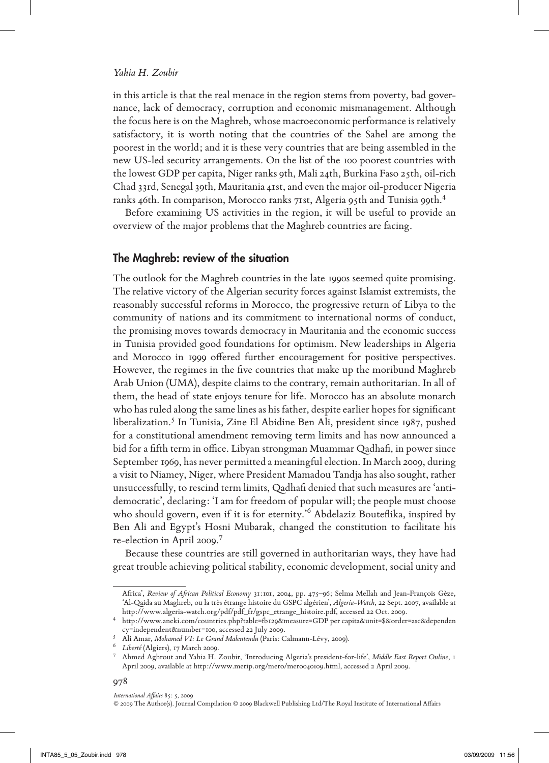in this article is that the real menace in the region stems from poverty, bad governance, lack of democracy, corruption and economic mismanagement. Although the focus here is on the Maghreb, whose macroeconomic performance is relatively satisfactory, it is worth noting that the countries of the Sahel are among the poorest in the world; and it is these very countries that are being assembled in the new US-led security arrangements. On the list of the 100 poorest countries with the lowest GDP per capita, Niger ranks 9th, Mali 24th, Burkina Faso 25th, oil-rich Chad 33rd, Senegal 39th, Mauritania 41st, and even the major oil-producer Nigeria ranks 46th. In comparison, Morocco ranks 71st, Algeria 95th and Tunisia 99th.[4]

Before examining US activities in the region, it will be useful to provide an overview of the major problems that the Maghreb countries are facing.

## The Maghreb: review of the situation

The outlook for the Maghreb countries in the late 1990s seemed quite promising. The relative victory of the Algerian security forces against Islamist extremists, the reasonably successful reforms in Morocco, the progressive return of Libya to the community of nations and its commitment to international norms of conduct, the promising moves towards democracy in Mauritania and the economic success in Tunisia provided good foundations for optimism. New leaderships in Algeria and Morocco in 1999 offered further encouragement for positive perspectives. However, the regimes in the five countries that make up the moribund Maghreb Arab Union (UMA), despite claims to the contrary, remain authoritarian. In all of them, the head of state enjoys tenure for life. Morocco has an absolute monarch who has ruled along the same lines as his father, despite earlier hopes for significant liberalization.[5] In Tunisia, Zine El Abidine Ben Ali, president since 1987, pushed for a constitutional amendment removing term limits and has now announced a bid for a fifth term in office. Libyan strongman Muammar Qadhafi, in power since September 1969, has never permitted a meaningful election. In March 2009, during a visit to Niamey, Niger, where President Mamadou Tandja has also sought, rather unsuccessfully, to rescind term limits, Qadhafi denied that such measures are 'anti-democratic', declaring: 'I am for freedom of popular will; the people must choose who should govern, even if it is for eternity.'[6] Abdelaziz Bouteflika, inspired by Ben Ali and Egypt's Hosni Mubarak, changed the constitution to facilitate his re-election in April 2009.[7]

Because these countries are still governed in authoritarian ways, they have had great trouble achieving political stability, economic development, social unity and

---

Africa', *Review of African Political Economy* 31:101, 2004, pp. 475–96; Selma Mellah and Jean-François Gèze, 'Al-Qaida au Maghreb, ou la très étrange histoire du GSPC algérien', *Algeria-Watch*, 22 Sept. 2007, available at http://www.algeria-watch.org/pdf/pdf_fr/gspc_etrange_histoire.pdf, accessed 22 Oct. 2009.

[4] http://www.aneki.com/countries.php?table=fb129&measure=GDP per capita&unit=$&order=asc&dependency=independent&number=100, accessed 22 July 2009.

[5] Ali Amar, *Mohamed VI: Le Grand Malentendu* (Paris: Calmann-Lévy, 2009).

[6] *Liberté* (Algiers), 17 March 2009.

[7] Ahmed Aghrout and Yahia H. Zoubir, 'Introducing Algeria's president-for-life', *Middle East Report Online*, 1 April 2009, available at http://www.merip.org/mero/mero040109.html, accessed 2 April 2009.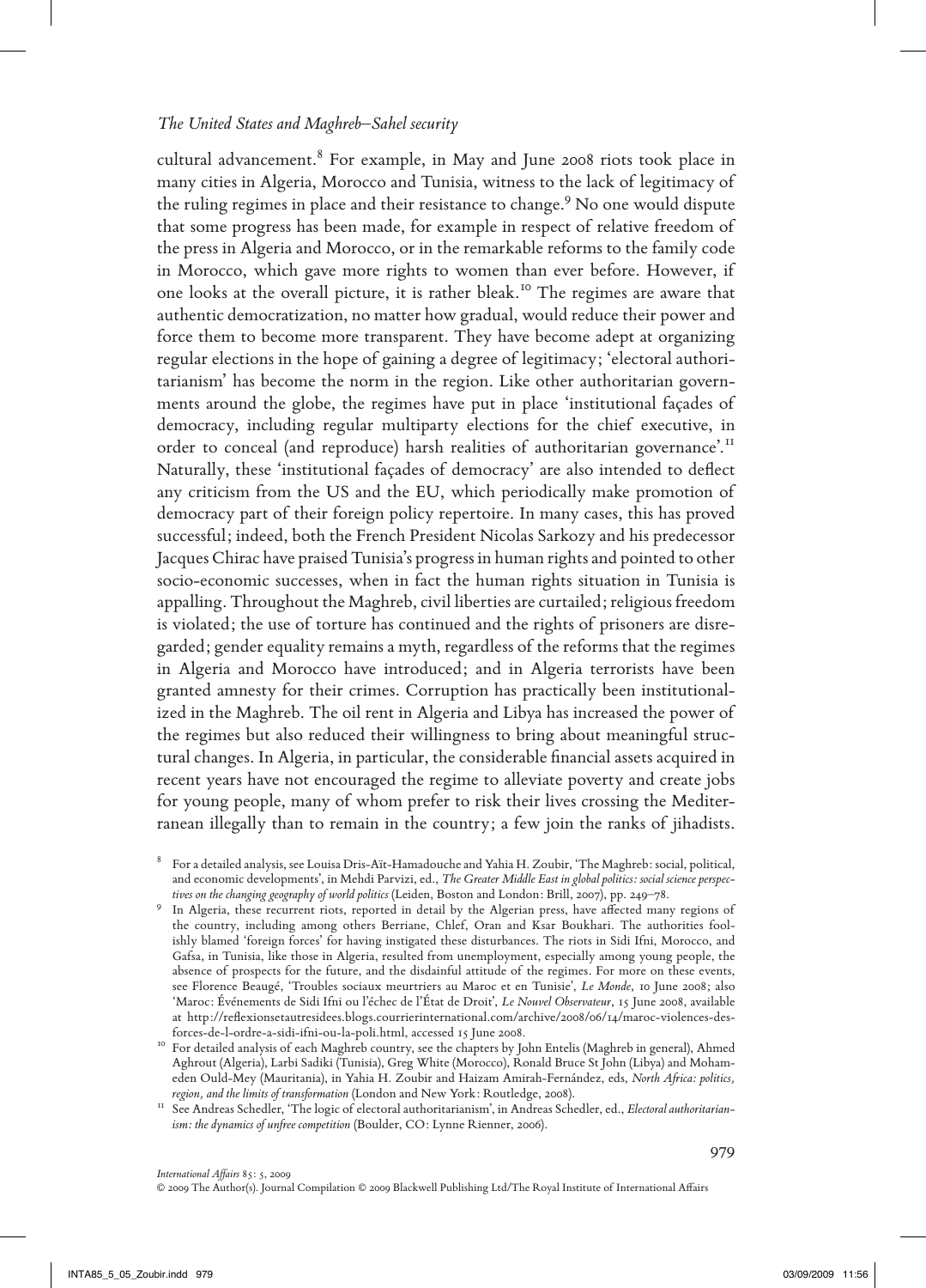cultural advancement.[8] For example, in May and June 2008 riots took place in many cities in Algeria, Morocco and Tunisia, witness to the lack of legitimacy of the ruling regimes in place and their resistance to change.[9] No one would dispute that some progress has been made, for example in respect of relative freedom of the press in Algeria and Morocco, or in the remarkable reforms to the family code in Morocco, which gave more rights to women than ever before. However, if one looks at the overall picture, it is rather bleak.[10] The regimes are aware that authentic democratization, no matter how gradual, would reduce their power and force them to become more transparent. They have become adept at organizing regular elections in the hope of gaining a degree of legitimacy; 'electoral authoritarianism' has become the norm in the region. Like other authoritarian governments around the globe, the regimes have put in place 'institutional façades of democracy, including regular multiparty elections for the chief executive, in order to conceal (and reproduce) harsh realities of authoritarian governance'.[11] Naturally, these 'institutional façades of democracy' are also intended to deflect any criticism from the US and the EU, which periodically make promotion of democracy part of their foreign policy repertoire. In many cases, this has proved successful; indeed, both the French President Nicolas Sarkozy and his predecessor Jacques Chirac have praised Tunisia's progress in human rights and pointed to other socio-economic successes, when in fact the human rights situation in Tunisia is appalling. Throughout the Maghreb, civil liberties are curtailed; religious freedom is violated; the use of torture has continued and the rights of prisoners are disregarded; gender equality remains a myth, regardless of the reforms that the regimes in Algeria and Morocco have introduced; and in Algeria terrorists have been granted amnesty for their crimes. Corruption has practically been institutionalized in the Maghreb. The oil rent in Algeria and Libya has increased the power of the regimes but also reduced their willingness to bring about meaningful structural changes. In Algeria, in particular, the considerable financial assets acquired in recent years have not encouraged the regime to alleviate poverty and create jobs for young people, many of whom prefer to risk their lives crossing the Mediterranean illegally than to remain in the country; a few join the ranks of jihadists.

[8] For a detailed analysis, see Louisa Dris-Aït-Hamadouche and Yahia H. Zoubir, 'The Maghreb: social, political, and economic developments', in Mehdi Parvizi, ed., *The Greater Middle East in global politics: social science perspectives on the changing geography of world politics* (Leiden, Boston and London: Brill, 2007), pp. 249–78.

[9] In Algeria, these recurrent riots, reported in detail by the Algerian press, have affected many regions of the country, including among others Berriane, Chlef, Oran and Ksar Boukhari. The authorities foolishly blamed 'foreign forces' for having instigated these disturbances. The riots in Sidi Ifni, Morocco, and Gafsa, in Tunisia, like those in Algeria, resulted from unemployment, especially among young people, the absence of prospects for the future, and the disdainful attitude of the regimes. For more on these events, see Florence Beaugé, 'Troubles sociaux meurtriers au Maroc et en Tunisie', *Le Monde*, 10 June 2008; also 'Maroc: Événements de Sidi Ifni ou l'échec de l'État de Droit', *Le Nouvel Observateur*, 15 June 2008, available at http://reflexionsetautresidees.blogs.courrierinternational.com/archive/2008/06/14/maroc-violences-des-forces-de-l-ordre-a-sidi-ifni-ou-la-poli.html, accessed 15 June 2008.

[10] For detailed analysis of each Maghreb country, see the chapters by John Entelis (Maghreb in general), Ahmed Aghrout (Algeria), Larbi Sadiki (Tunisia), Greg White (Morocco), Ronald Bruce St John (Libya) and Mohameden Ould-Mey (Mauritania), in Yahia H. Zoubir and Haizam Amirah-Fernández, eds, *North Africa: politics, region, and the limits of transformation* (London and New York: Routledge, 2008).

[11] See Andreas Schedler, 'The logic of electoral authoritarianism', in Andreas Schedler, ed., *Electoral authoritarianism: the dynamics of unfree competition* (Boulder, CO: Lynne Rienner, 2006).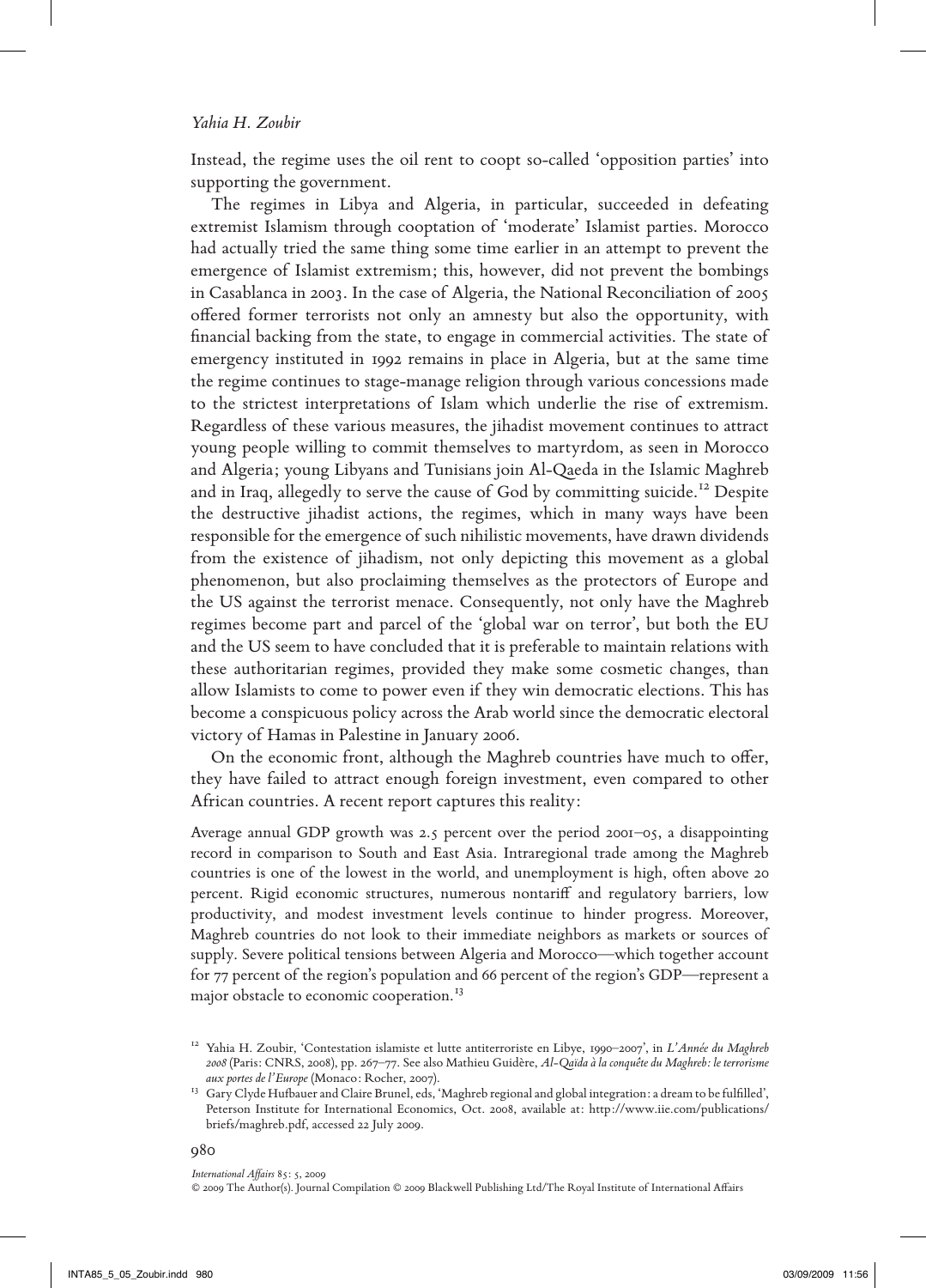Instead, the regime uses the oil rent to coopt so-called 'opposition parties' into supporting the government.

The regimes in Libya and Algeria, in particular, succeeded in defeating extremist Islamism through cooptation of 'moderate' Islamist parties. Morocco had actually tried the same thing some time earlier in an attempt to prevent the emergence of Islamist extremism; this, however, did not prevent the bombings in Casablanca in 2003. In the case of Algeria, the National Reconciliation of 2005 offered former terrorists not only an amnesty but also the opportunity, with financial backing from the state, to engage in commercial activities. The state of emergency instituted in 1992 remains in place in Algeria, but at the same time the regime continues to stage-manage religion through various concessions made to the strictest interpretations of Islam which underlie the rise of extremism. Regardless of these various measures, the jihadist movement continues to attract young people willing to commit themselves to martyrdom, as seen in Morocco and Algeria; young Libyans and Tunisians join Al-Qaeda in the Islamic Maghreb and in Iraq, allegedly to serve the cause of God by committing suicide.[12] Despite the destructive jihadist actions, the regimes, which in many ways have been responsible for the emergence of such nihilistic movements, have drawn dividends from the existence of jihadism, not only depicting this movement as a global phenomenon, but also proclaiming themselves as the protectors of Europe and the US against the terrorist menace. Consequently, not only have the Maghreb regimes become part and parcel of the 'global war on terror', but both the EU and the US seem to have concluded that it is preferable to maintain relations with these authoritarian regimes, provided they make some cosmetic changes, than allow Islamists to come to power even if they win democratic elections. This has become a conspicuous policy across the Arab world since the democratic electoral victory of Hamas in Palestine in January 2006.

On the economic front, although the Maghreb countries have much to offer, they have failed to attract enough foreign investment, even compared to other African countries. A recent report captures this reality:

> Average annual GDP growth was 2.5 percent over the period 2001–05, a disappointing record in comparison to South and East Asia. Intraregional trade among the Maghreb countries is one of the lowest in the world, and unemployment is high, often above 20 percent. Rigid economic structures, numerous nontariff and regulatory barriers, low productivity, and modest investment levels continue to hinder progress. Moreover, Maghreb countries do not look to their immediate neighbors as markets or sources of supply. Severe political tensions between Algeria and Morocco—which together account for 77 percent of the region's population and 66 percent of the region's GDP—represent a major obstacle to economic cooperation.[13]

---

[12] Yahia H. Zoubir, 'Contestation islamiste et lutte antiterroriste en Libye, 1990–2007', in *L'Année du Maghreb 2008* (Paris: CNRS, 2008), pp. 267–77. See also Mathieu Guidère, *Al-Qaïda à la conquête du Maghreb: le terrorisme aux portes de l'Europe* (Monaco: Rocher, 2007).

[13] Gary Clyde Hufbauer and Claire Brunel, eds, 'Maghreb regional and global integration: a dream to be fulfilled', Peterson Institute for International Economics, Oct. 2008, available at: http://www.iie.com/publications/briefs/maghreb.pdf, accessed 22 July 2009.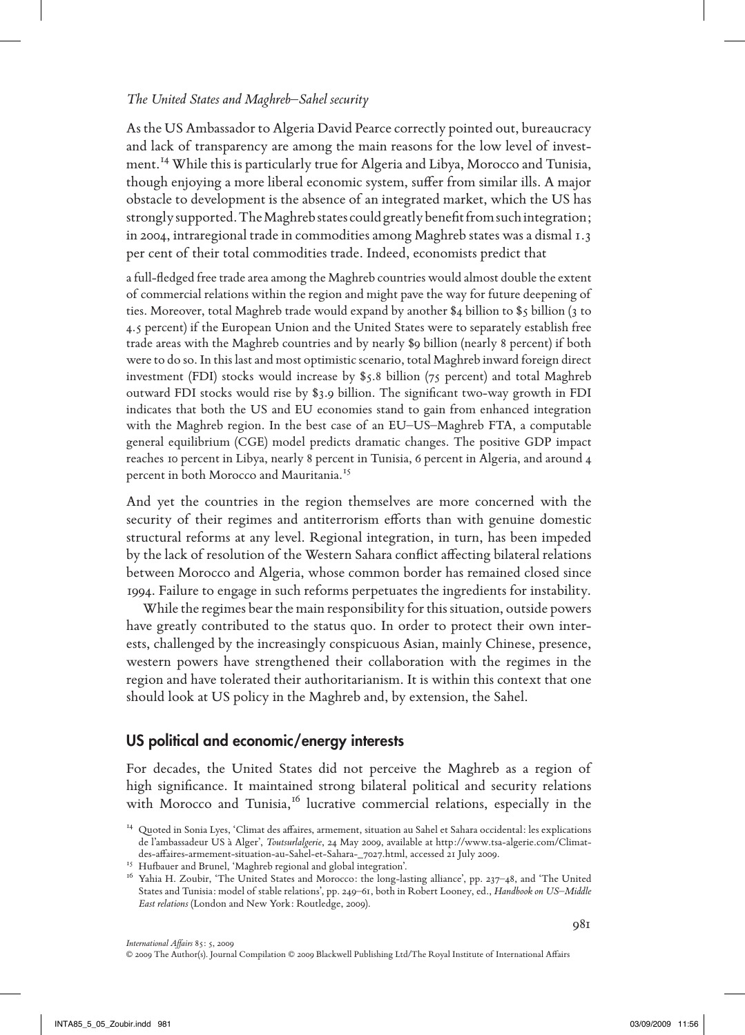As the US Ambassador to Algeria David Pearce correctly pointed out, bureaucracy and lack of transparency are among the main reasons for the low level of investment.[14] While this is particularly true for Algeria and Libya, Morocco and Tunisia, though enjoying a more liberal economic system, suffer from similar ills. A major obstacle to development is the absence of an integrated market, which the US has strongly supported. The Maghreb states could greatly benefit from such integration; in 2004, intraregional trade in commodities among Maghreb states was a dismal 1.3 per cent of their total commodities trade. Indeed, economists predict that

> a full-fledged free trade area among the Maghreb countries would almost double the extent of commercial relations within the region and might pave the way for future deepening of ties. Moreover, total Maghreb trade would expand by another $4 billion to $5 billion (3 to 4.5 percent) if the European Union and the United States were to separately establish free trade areas with the Maghreb countries and by nearly $9 billion (nearly 8 percent) if both were to do so. In this last and most optimistic scenario, total Maghreb inward foreign direct investment (FDI) stocks would increase by $5.8 billion (75 percent) and total Maghreb outward FDI stocks would rise by $3.9 billion. The significant two-way growth in FDI indicates that both the US and EU economies stand to gain from enhanced integration with the Maghreb region. In the best case of an EU–US–Maghreb FTA, a computable general equilibrium (CGE) model predicts dramatic changes. The positive GDP impact reaches 10 percent in Libya, nearly 8 percent in Tunisia, 6 percent in Algeria, and around 4 percent in both Morocco and Mauritania.[15]

And yet the countries in the region themselves are more concerned with the security of their regimes and antiterrorism efforts than with genuine domestic structural reforms at any level. Regional integration, in turn, has been impeded by the lack of resolution of the Western Sahara conflict affecting bilateral relations between Morocco and Algeria, whose common border has remained closed since 1994. Failure to engage in such reforms perpetuates the ingredients for instability.

While the regimes bear the main responsibility for this situation, outside powers have greatly contributed to the status quo. In order to protect their own interests, challenged by the increasingly conspicuous Asian, mainly Chinese, presence, western powers have strengthened their collaboration with the regimes in the region and have tolerated their authoritarianism. It is within this context that one should look at US policy in the Maghreb and, by extension, the Sahel.

## US political and economic/energy interests

For decades, the United States did not perceive the Maghreb as a region of high significance. It maintained strong bilateral political and security relations with Morocco and Tunisia,[16] lucrative commercial relations, especially in the

---

[14] Quoted in Sonia Lyes, 'Climat des affaires, armement, situation au Sahel et Sahara occidental: les explications de l'ambassadeur US à Alger', *Toutsurlalgerie*, 24 May 2009, available at http://www.tsa-algerie.com/Climat-des-affaires-armement-situation-au-Sahel-et-Sahara-_7027.html, accessed 21 July 2009.

[15] Hufbauer and Brunel, 'Maghreb regional and global integration'.

[16] Yahia H. Zoubir, 'The United States and Morocco: the long-lasting alliance', pp. 237–48, and 'The United States and Tunisia: model of stable relations', pp. 249–61, both in Robert Looney, ed., *Handbook on US–Middle East relations* (London and New York: Routledge, 2009).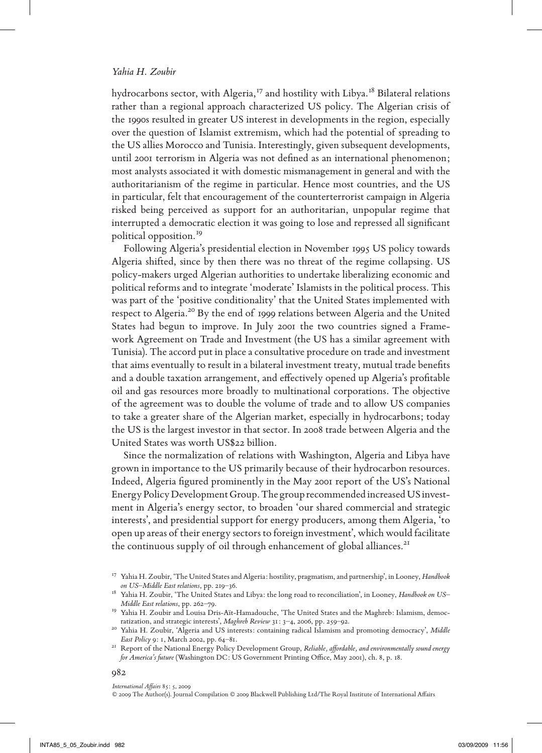hydrocarbons sector, with Algeria,[17] and hostility with Libya.[18] Bilateral relations rather than a regional approach characterized US policy. The Algerian crisis of the 1990s resulted in greater US interest in developments in the region, especially over the question of Islamist extremism, which had the potential of spreading to the US allies Morocco and Tunisia. Interestingly, given subsequent developments, until 2001 terrorism in Algeria was not defined as an international phenomenon; most analysts associated it with domestic mismanagement in general and with the authoritarianism of the regime in particular. Hence most countries, and the US in particular, felt that encouragement of the counterterrorist campaign in Algeria risked being perceived as support for an authoritarian, unpopular regime that interrupted a democratic election it was going to lose and repressed all significant political opposition.[19]

Following Algeria's presidential election in November 1995 US policy towards Algeria shifted, since by then there was no threat of the regime collapsing. US policy-makers urged Algerian authorities to undertake liberalizing economic and political reforms and to integrate 'moderate' Islamists in the political process. This was part of the 'positive conditionality' that the United States implemented with respect to Algeria.[20] By the end of 1999 relations between Algeria and the United States had begun to improve. In July 2001 the two countries signed a Framework Agreement on Trade and Investment (the US has a similar agreement with Tunisia). The accord put in place a consultative procedure on trade and investment that aims eventually to result in a bilateral investment treaty, mutual trade benefits and a double taxation arrangement, and effectively opened up Algeria's profitable oil and gas resources more broadly to multinational corporations. The objective of the agreement was to double the volume of trade and to allow US companies to take a greater share of the Algerian market, especially in hydrocarbons; today the US is the largest investor in that sector. In 2008 trade between Algeria and the United States was worth US$22 billion.

Since the normalization of relations with Washington, Algeria and Libya have grown in importance to the US primarily because of their hydrocarbon resources. Indeed, Algeria figured prominently in the May 2001 report of the US's National Energy Policy Development Group. The group recommended increased US investment in Algeria's energy sector, to broaden 'our shared commercial and strategic interests', and presidential support for energy producers, among them Algeria, 'to open up areas of their energy sectors to foreign investment', which would facilitate the continuous supply of oil through enhancement of global alliances.[21]

[17] Yahia H. Zoubir, 'The United States and Algeria: hostility, pragmatism, and partnership', in Looney, *Handbook on US–Middle East relations*, pp. 219–36.

[18] Yahia H. Zoubir, 'The United States and Libya: the long road to reconciliation', in Looney, *Handbook on US–Middle East relations*, pp. 262–79.

[19] Yahia H. Zoubir and Louisa Dris-Aït-Hamadouche, 'The United States and the Maghreb: Islamism, democratization, and strategic interests', *Maghreb Review* 31: 3–4, 2006, pp. 259–92.

[20] Yahia H. Zoubir, 'Algeria and US interests: containing radical Islamism and promoting democracy', *Middle East Policy* 9: 1, March 2002, pp. 64–81.

[21] Report of the National Energy Policy Development Group, *Reliable, affordable, and environmentally sound energy for America's future* (Washington DC: US Government Printing Office, May 2001), ch. 8, p. 18.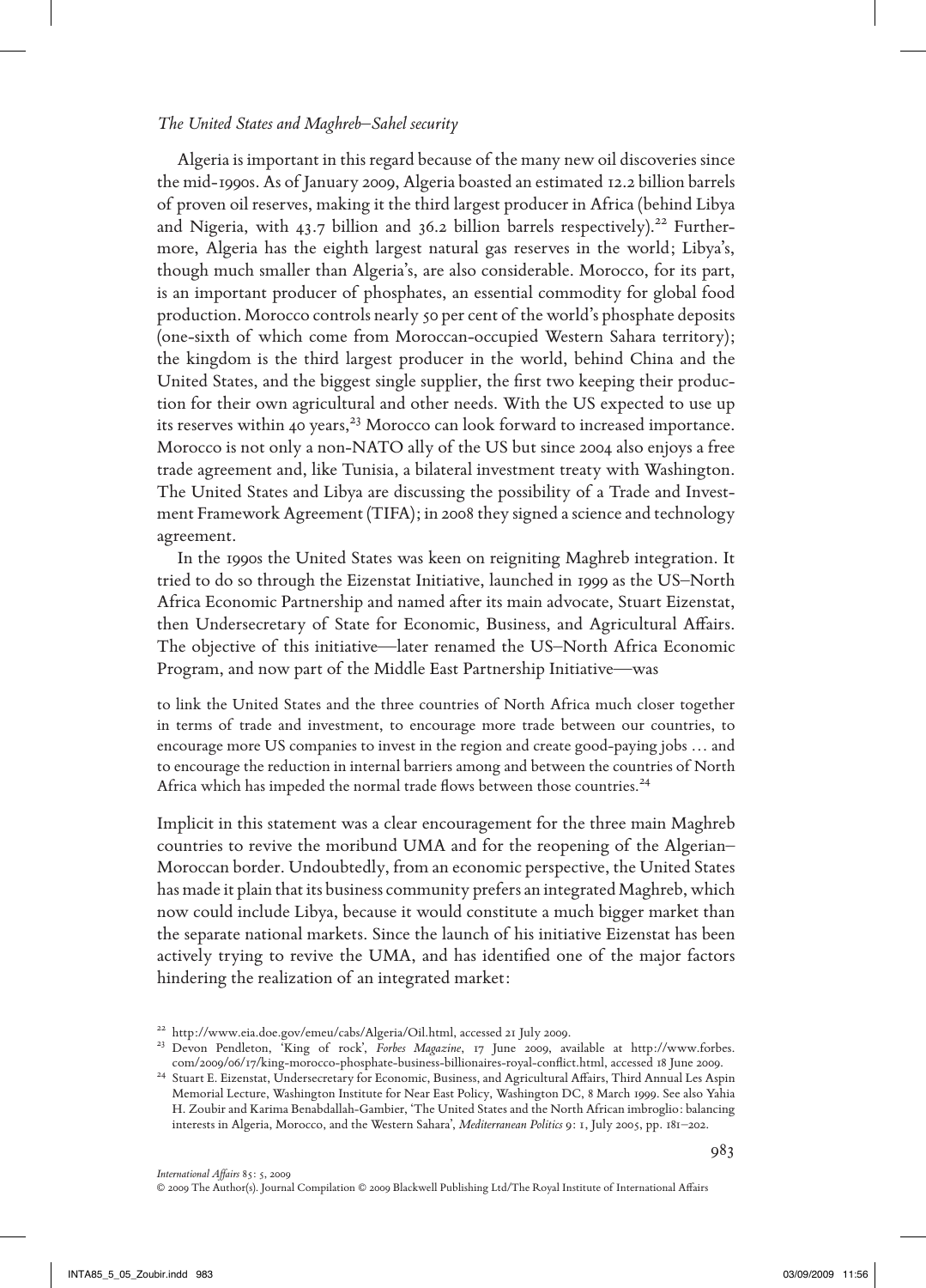Algeria is important in this regard because of the many new oil discoveries since the mid-1990s. As of January 2009, Algeria boasted an estimated 12.2 billion barrels of proven oil reserves, making it the third largest producer in Africa (behind Libya and Nigeria, with 43.7 billion and 36.2 billion barrels respectively).[22] Furthermore, Algeria has the eighth largest natural gas reserves in the world; Libya's, though much smaller than Algeria's, are also considerable. Morocco, for its part, is an important producer of phosphates, an essential commodity for global food production. Morocco controls nearly 50 per cent of the world's phosphate deposits (one-sixth of which come from Moroccan-occupied Western Sahara territory); the kingdom is the third largest producer in the world, behind China and the United States, and the biggest single supplier, the first two keeping their production for their own agricultural and other needs. With the US expected to use up its reserves within 40 years,[23] Morocco can look forward to increased importance. Morocco is not only a non-NATO ally of the US but since 2004 also enjoys a free trade agreement and, like Tunisia, a bilateral investment treaty with Washington. The United States and Libya are discussing the possibility of a Trade and Investment Framework Agreement (TIFA); in 2008 they signed a science and technology agreement.

In the 1990s the United States was keen on reigniting Maghreb integration. It tried to do so through the Eizenstat Initiative, launched in 1999 as the US–North Africa Economic Partnership and named after its main advocate, Stuart Eizenstat, then Undersecretary of State for Economic, Business, and Agricultural Affairs. The objective of this initiative—later renamed the US–North Africa Economic Program, and now part of the Middle East Partnership Initiative—was

> to link the United States and the three countries of North Africa much closer together in terms of trade and investment, to encourage more trade between our countries, to encourage more US companies to invest in the region and create good-paying jobs … and to encourage the reduction in internal barriers among and between the countries of North Africa which has impeded the normal trade flows between those countries.[24]

Implicit in this statement was a clear encouragement for the three main Maghreb countries to revive the moribund UMA and for the reopening of the Algerian–Moroccan border. Undoubtedly, from an economic perspective, the United States has made it plain that its business community prefers an integrated Maghreb, which now could include Libya, because it would constitute a much bigger market than the separate national markets. Since the launch of his initiative Eizenstat has been actively trying to revive the UMA, and has identified one of the major factors hindering the realization of an integrated market:

---

[22] http://www.eia.doe.gov/emeu/cabs/Algeria/Oil.html, accessed 21 July 2009.

[23] Devon Pendleton, 'King of rock', *Forbes Magazine*, 17 June 2009, available at http://www.forbes.com/2009/06/17/king-morocco-phosphate-business-billionaires-royal-conflict.html, accessed 18 June 2009.

[24] Stuart E. Eizenstat, Undersecretary for Economic, Business, and Agricultural Affairs, Third Annual Les Aspin Memorial Lecture, Washington Institute for Near East Policy, Washington DC, 8 March 1999. See also Yahia H. Zoubir and Karima Benabdallah-Gambier, 'The United States and the North African imbroglio: balancing interests in Algeria, Morocco, and the Western Sahara', *Mediterranean Politics* 9: 1, July 2005, pp. 181–202.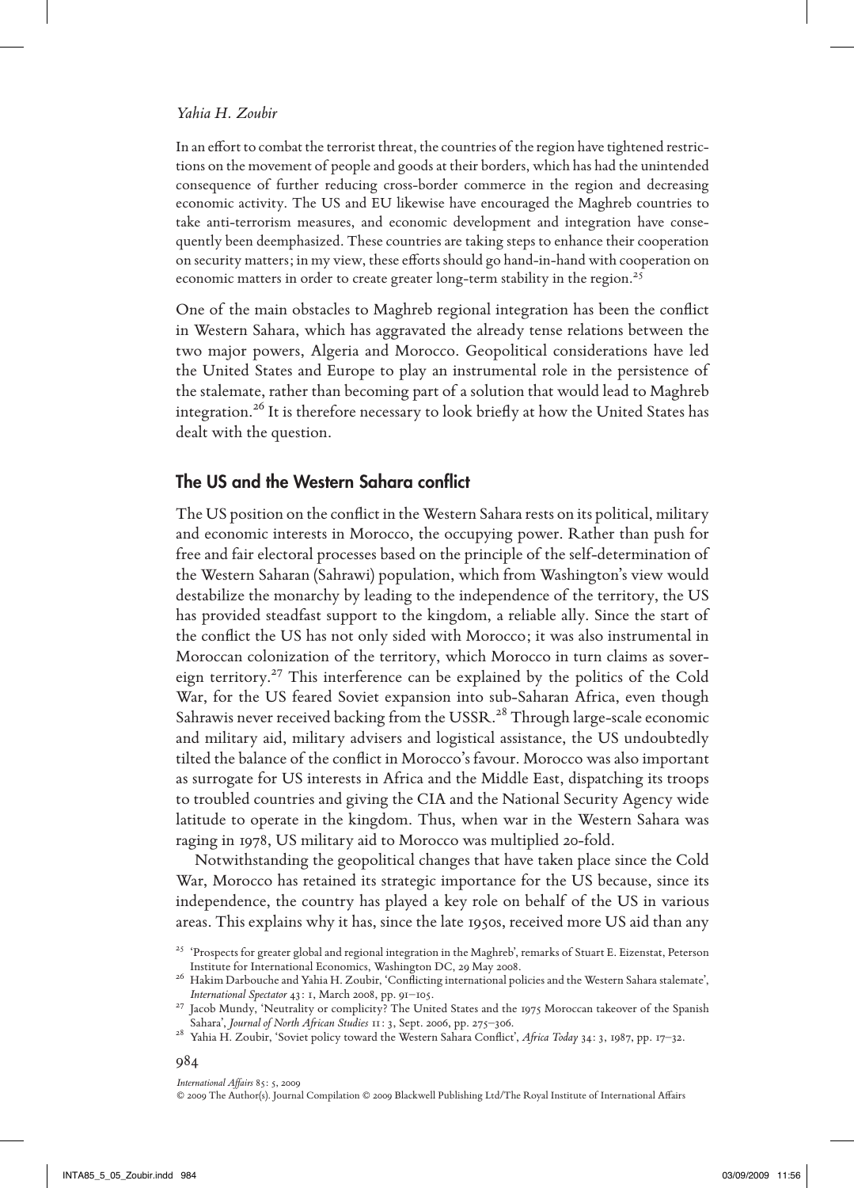In an effort to combat the terrorist threat, the countries of the region have tightened restrictions on the movement of people and goods at their borders, which has had the unintended consequence of further reducing cross-border commerce in the region and decreasing economic activity. The US and EU likewise have encouraged the Maghreb countries to take anti-terrorism measures, and economic development and integration have consequently been deemphasized. These countries are taking steps to enhance their cooperation on security matters; in my view, these efforts should go hand-in-hand with cooperation on economic matters in order to create greater long-term stability in the region.[25]

One of the main obstacles to Maghreb regional integration has been the conflict in Western Sahara, which has aggravated the already tense relations between the two major powers, Algeria and Morocco. Geopolitical considerations have led the United States and Europe to play an instrumental role in the persistence of the stalemate, rather than becoming part of a solution that would lead to Maghreb integration.[26] It is therefore necessary to look briefly at how the United States has dealt with the question.

## The US and the Western Sahara conflict

The US position on the conflict in the Western Sahara rests on its political, military and economic interests in Morocco, the occupying power. Rather than push for free and fair electoral processes based on the principle of the self-determination of the Western Saharan (Sahrawi) population, which from Washington's view would destabilize the monarchy by leading to the independence of the territory, the US has provided steadfast support to the kingdom, a reliable ally. Since the start of the conflict the US has not only sided with Morocco; it was also instrumental in Moroccan colonization of the territory, which Morocco in turn claims as sovereign territory.[27] This interference can be explained by the politics of the Cold War, for the US feared Soviet expansion into sub-Saharan Africa, even though Sahrawis never received backing from the USSR.[28] Through large-scale economic and military aid, military advisers and logistical assistance, the US undoubtedly tilted the balance of the conflict in Morocco's favour. Morocco was also important as surrogate for US interests in Africa and the Middle East, dispatching its troops to troubled countries and giving the CIA and the National Security Agency wide latitude to operate in the kingdom. Thus, when war in the Western Sahara was raging in 1978, US military aid to Morocco was multiplied 20-fold.

Notwithstanding the geopolitical changes that have taken place since the Cold War, Morocco has retained its strategic importance for the US because, since its independence, the country has played a key role on behalf of the US in various areas. This explains why it has, since the late 1950s, received more US aid than any

[25] 'Prospects for greater global and regional integration in the Maghreb', remarks of Stuart E. Eizenstat, Peterson Institute for International Economics, Washington DC, 29 May 2008.

[26] Hakim Darbouche and Yahia H. Zoubir, 'Conflicting international policies and the Western Sahara stalemate', *International Spectator* 43: 1, March 2008, pp. 91–105.

[27] Jacob Mundy, 'Neutrality or complicity? The United States and the 1975 Moroccan takeover of the Spanish Sahara', *Journal of North African Studies* 11: 3, Sept. 2006, pp. 275–306.

[28] Yahia H. Zoubir, 'Soviet policy toward the Western Sahara Conflict', *Africa Today* 34: 3, 1987, pp. 17–32.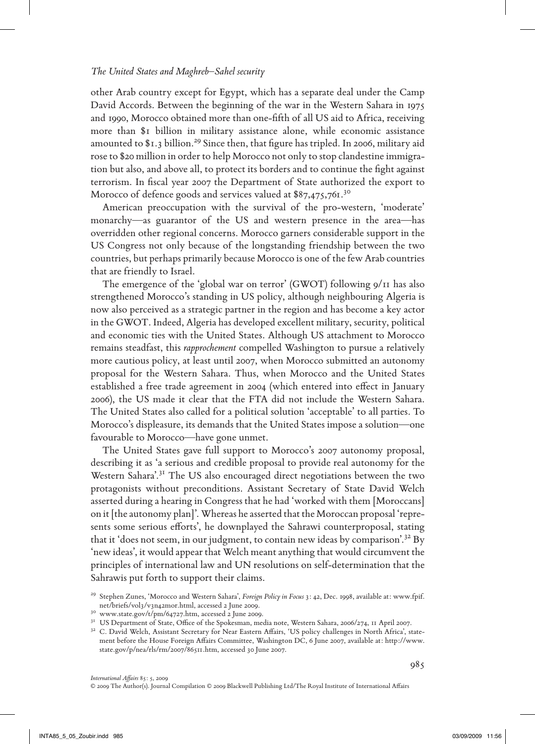other Arab country except for Egypt, which has a separate deal under the Camp David Accords. Between the beginning of the war in the Western Sahara in 1975 and 1990, Morocco obtained more than one-fifth of all US aid to Africa, receiving more than $1 billion in military assistance alone, while economic assistance amounted to $1.3 billion.[29] Since then, that figure has tripled. In 2006, military aid rose to $20 million in order to help Morocco not only to stop clandestine immigration but also, and above all, to protect its borders and to continue the fight against terrorism. In fiscal year 2007 the Department of State authorized the export to Morocco of defence goods and services valued at $87,475,761.[30]

American preoccupation with the survival of the pro-western, 'moderate' monarchy—as guarantor of the US and western presence in the area—has overridden other regional concerns. Morocco garners considerable support in the US Congress not only because of the longstanding friendship between the two countries, but perhaps primarily because Morocco is one of the few Arab countries that are friendly to Israel.

The emergence of the 'global war on terror' (GWOT) following 9/11 has also strengthened Morocco's standing in US policy, although neighbouring Algeria is now also perceived as a strategic partner in the region and has become a key actor in the GWOT. Indeed, Algeria has developed excellent military, security, political and economic ties with the United States. Although US attachment to Morocco remains steadfast, this *rapprochement* compelled Washington to pursue a relatively more cautious policy, at least until 2007, when Morocco submitted an autonomy proposal for the Western Sahara. Thus, when Morocco and the United States established a free trade agreement in 2004 (which entered into effect in January 2006), the US made it clear that the FTA did not include the Western Sahara. The United States also called for a political solution 'acceptable' to all parties. To Morocco's displeasure, its demands that the United States impose a solution—one favourable to Morocco—have gone unmet.

The United States gave full support to Morocco's 2007 autonomy proposal, describing it as 'a serious and credible proposal to provide real autonomy for the Western Sahara'.[31] The US also encouraged direct negotiations between the two protagonists without preconditions. Assistant Secretary of State David Welch asserted during a hearing in Congress that he had 'worked with them [Moroccans] on it [the autonomy plan]'. Whereas he asserted that the Moroccan proposal 'represents some serious efforts', he downplayed the Sahrawi counterproposal, stating that it 'does not seem, in our judgment, to contain new ideas by comparison'.[32] By 'new ideas', it would appear that Welch meant anything that would circumvent the principles of international law and UN resolutions on self-determination that the Sahrawis put forth to support their claims.

[29] Stephen Zunes, 'Morocco and Western Sahara', *Foreign Policy in Focus* 3: 42, Dec. 1998, available at: www.fpif.net/briefs/vol3/v3n42mor.html, accessed 2 June 2009.

[30] www.state.gov/t/pm/64727.htm, accessed 2 June 2009.

[31] US Department of State, Office of the Spokesman, media note, Western Sahara, 2006/274, 11 April 2007.

[32] C. David Welch, Assistant Secretary for Near Eastern Affairs, 'US policy challenges in North Africa', statement before the House Foreign Affairs Committee, Washington DC, 6 June 2007, available at: http://www.state.gov/p/nea/rls/rm/2007/86511.htm, accessed 30 June 2007.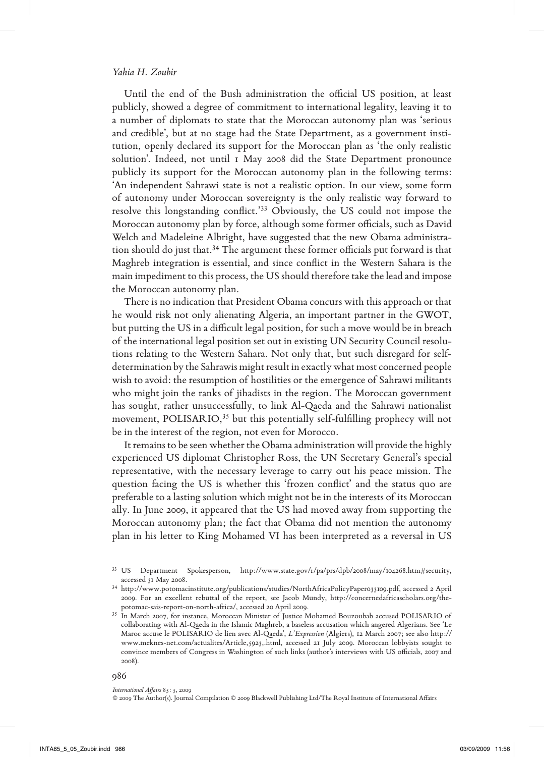Until the end of the Bush administration the official US position, at least publicly, showed a degree of commitment to international legality, leaving it to a number of diplomats to state that the Moroccan autonomy plan was 'serious and credible', but at no stage had the State Department, as a government institution, openly declared its support for the Moroccan plan as 'the only realistic solution'. Indeed, not until 1 May 2008 did the State Department pronounce publicly its support for the Moroccan autonomy plan in the following terms: 'An independent Sahrawi state is not a realistic option. In our view, some form of autonomy under Moroccan sovereignty is the only realistic way forward to resolve this longstanding conflict.'[33] Obviously, the US could not impose the Moroccan autonomy plan by force, although some former officials, such as David Welch and Madeleine Albright, have suggested that the new Obama administration should do just that.[34] The argument these former officials put forward is that Maghreb integration is essential, and since conflict in the Western Sahara is the main impediment to this process, the US should therefore take the lead and impose the Moroccan autonomy plan.

There is no indication that President Obama concurs with this approach or that he would risk not only alienating Algeria, an important partner in the GWOT, but putting the US in a difficult legal position, for such a move would be in breach of the international legal position set out in existing UN Security Council resolutions relating to the Western Sahara. Not only that, but such disregard for self-determination by the Sahrawis might result in exactly what most concerned people wish to avoid: the resumption of hostilities or the emergence of Sahrawi militants who might join the ranks of jihadists in the region. The Moroccan government has sought, rather unsuccessfully, to link Al-Qaeda and the Sahrawi nationalist movement, POLISARIO,[35] but this potentially self-fulfilling prophecy will not be in the interest of the region, not even for Morocco.

It remains to be seen whether the Obama administration will provide the highly experienced US diplomat Christopher Ross, the UN Secretary General's special representative, with the necessary leverage to carry out his peace mission. The question facing the US is whether this 'frozen conflict' and the status quo are preferable to a lasting solution which might not be in the interests of its Moroccan ally. In June 2009, it appeared that the US had moved away from supporting the Moroccan autonomy plan; the fact that Obama did not mention the autonomy plan in his letter to King Mohamed VI has been interpreted as a reversal in US

[33] US Department Spokesperson, http://www.state.gov/r/pa/prs/dpb/2008/may/104268.htm#security, accessed 31 May 2008.

[34] http://www.potomacinstitute.org/publications/studies/NorthAfricaPolicyPaper033109.pdf, accessed 2 April 2009. For an excellent rebuttal of the report, see Jacob Mundy, http://concernedafricascholars.org/the-potomac-sais-report-on-north-africa/, accessed 20 April 2009.

[35] In March 2007, for instance, Moroccan Minister of Justice Mohamed Bouzoubab accused POLISARIO of collaborating with Al-Qaeda in the Islamic Maghreb, a baseless accusation which angered Algerians. See 'Le Maroc accuse le POLISARIO de lien avec Al-Qaeda', *L'Expression* (Algiers), 12 March 2007; see also http://www.meknes-net.com/actualites/Article,5923,.html, accessed 21 July 2009. Moroccan lobbyists sought to convince members of Congress in Washington of such links (author's interviews with US officials, 2007 and 2008).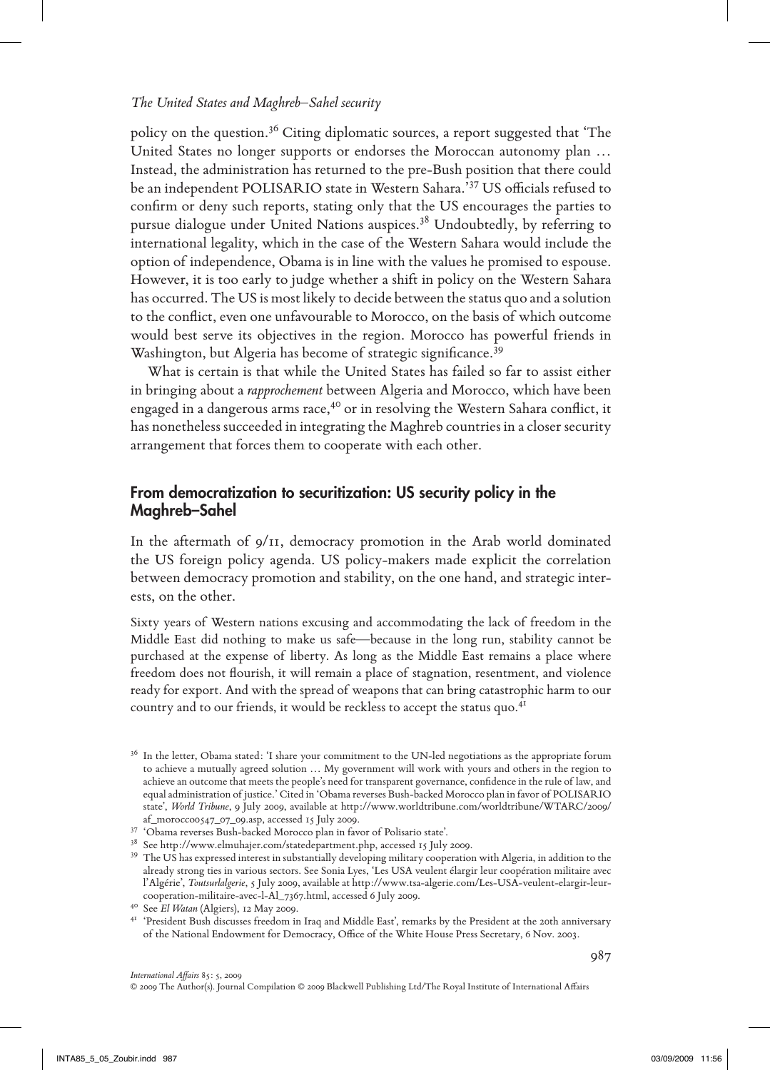policy on the question.[36] Citing diplomatic sources, a report suggested that 'The United States no longer supports or endorses the Moroccan autonomy plan … Instead, the administration has returned to the pre-Bush position that there could be an independent POLISARIO state in Western Sahara.'[37] US officials refused to confirm or deny such reports, stating only that the US encourages the parties to pursue dialogue under United Nations auspices.[38] Undoubtedly, by referring to international legality, which in the case of the Western Sahara would include the option of independence, Obama is in line with the values he promised to espouse. However, it is too early to judge whether a shift in policy on the Western Sahara has occurred. The US is most likely to decide between the status quo and a solution to the conflict, even one unfavourable to Morocco, on the basis of which outcome would best serve its objectives in the region. Morocco has powerful friends in Washington, but Algeria has become of strategic significance.[39]

What is certain is that while the United States has failed so far to assist either in bringing about a *rapprochement* between Algeria and Morocco, which have been engaged in a dangerous arms race,[40] or in resolving the Western Sahara conflict, it has nonetheless succeeded in integrating the Maghreb countries in a closer security arrangement that forces them to cooperate with each other.

## From democratization to securitization: US security policy in the Maghreb–Sahel

In the aftermath of 9/11, democracy promotion in the Arab world dominated the US foreign policy agenda. US policy-makers made explicit the correlation between democracy promotion and stability, on the one hand, and strategic interests, on the other.

> Sixty years of Western nations excusing and accommodating the lack of freedom in the Middle East did nothing to make us safe—because in the long run, stability cannot be purchased at the expense of liberty. As long as the Middle East remains a place where freedom does not flourish, it will remain a place of stagnation, resentment, and violence ready for export. And with the spread of weapons that can bring catastrophic harm to our country and to our friends, it would be reckless to accept the status quo.[41]

---

[36] In the letter, Obama stated: 'I share your commitment to the UN-led negotiations as the appropriate forum to achieve a mutually agreed solution … My government will work with yours and others in the region to achieve an outcome that meets the people's need for transparent governance, confidence in the rule of law, and equal administration of justice.' Cited in 'Obama reverses Bush-backed Morocco plan in favor of POLISARIO state', *World Tribune*, 9 July 2009, available at http://www.worldtribune.com/worldtribune/WTARC/2009/af_morocco0547_07_09.asp, accessed 15 July 2009.

[37] 'Obama reverses Bush-backed Morocco plan in favor of Polisario state'.

[38] See http://www.elmuhajer.com/statedepartment.php, accessed 15 July 2009.

[39] The US has expressed interest in substantially developing military cooperation with Algeria, in addition to the already strong ties in various sectors. See Sonia Lyes, 'Les USA veulent élargir leur coopération militaire avec l'Algérie', *Toutsurlalgerie*, 5 July 2009, available at http://www.tsa-algerie.com/Les-USA-veulent-elargir-leur-cooperation-militaire-avec-l-Al_7367.html, accessed 6 July 2009.

[40] See *El Watan* (Algiers), 12 May 2009.

[41] 'President Bush discusses freedom in Iraq and Middle East', remarks by the President at the 20th anniversary of the National Endowment for Democracy, Office of the White House Press Secretary, 6 Nov. 2003.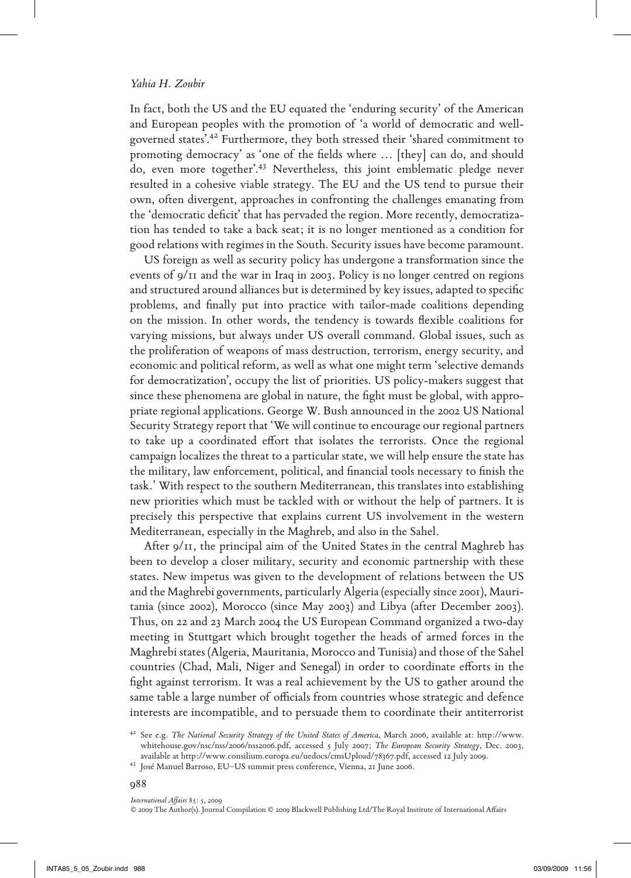In fact, both the US and the EU equated the 'enduring security' of the American and European peoples with the promotion of 'a world of democratic and well-governed states'.[42] Furthermore, they both stressed their 'shared commitment to promoting democracy' as 'one of the fields where … [they] can do, and should do, even more together'.[43] Nevertheless, this joint emblematic pledge never resulted in a cohesive viable strategy. The EU and the US tend to pursue their own, often divergent, approaches in confronting the challenges emanating from the 'democratic deficit' that has pervaded the region. More recently, democratization has tended to take a back seat; it is no longer mentioned as a condition for good relations with regimes in the South. Security issues have become paramount.

US foreign as well as security policy has undergone a transformation since the events of 9/11 and the war in Iraq in 2003. Policy is no longer centred on regions and structured around alliances but is determined by key issues, adapted to specific problems, and finally put into practice with tailor-made coalitions depending on the mission. In other words, the tendency is towards flexible coalitions for varying missions, but always under US overall command. Global issues, such as the proliferation of weapons of mass destruction, terrorism, energy security, and economic and political reform, as well as what one might term 'selective demands for democratization', occupy the list of priorities. US policy-makers suggest that since these phenomena are global in nature, the fight must be global, with appropriate regional applications. George W. Bush announced in the 2002 US National Security Strategy report that 'We will continue to encourage our regional partners to take up a coordinated effort that isolates the terrorists. Once the regional campaign localizes the threat to a particular state, we will help ensure the state has the military, law enforcement, political, and financial tools necessary to finish the task.' With respect to the southern Mediterranean, this translates into establishing new priorities which must be tackled with or without the help of partners. It is precisely this perspective that explains current US involvement in the western Mediterranean, especially in the Maghreb, and also in the Sahel.

After 9/11, the principal aim of the United States in the central Maghreb has been to develop a closer military, security and economic partnership with these states. New impetus was given to the development of relations between the US and the Maghrebi governments, particularly Algeria (especially since 2001), Mauritania (since 2002), Morocco (since May 2003) and Libya (after December 2003). Thus, on 22 and 23 March 2004 the US European Command organized a two-day meeting in Stuttgart which brought together the heads of armed forces in the Maghrebi states (Algeria, Mauritania, Morocco and Tunisia) and those of the Sahel countries (Chad, Mali, Niger and Senegal) in order to coordinate efforts in the fight against terrorism. It was a real achievement by the US to gather around the same table a large number of officials from countries whose strategic and defence interests are incompatible, and to persuade them to coordinate their antiterrorist

[42] See e.g. *The National Security Strategy of the United States of America*, March 2006, available at: http://www.whitehouse.gov/nsc/nss/2006/nss2006.pdf, accessed 5 July 2007; *The European Security Strategy*, Dec. 2003, available at http://www.consilium.europa.eu/uedocs/cmsUpload/78367.pdf, accessed 12 July 2009.

[43] José Manuel Barroso, EU–US summit press conference, Vienna, 21 June 2006.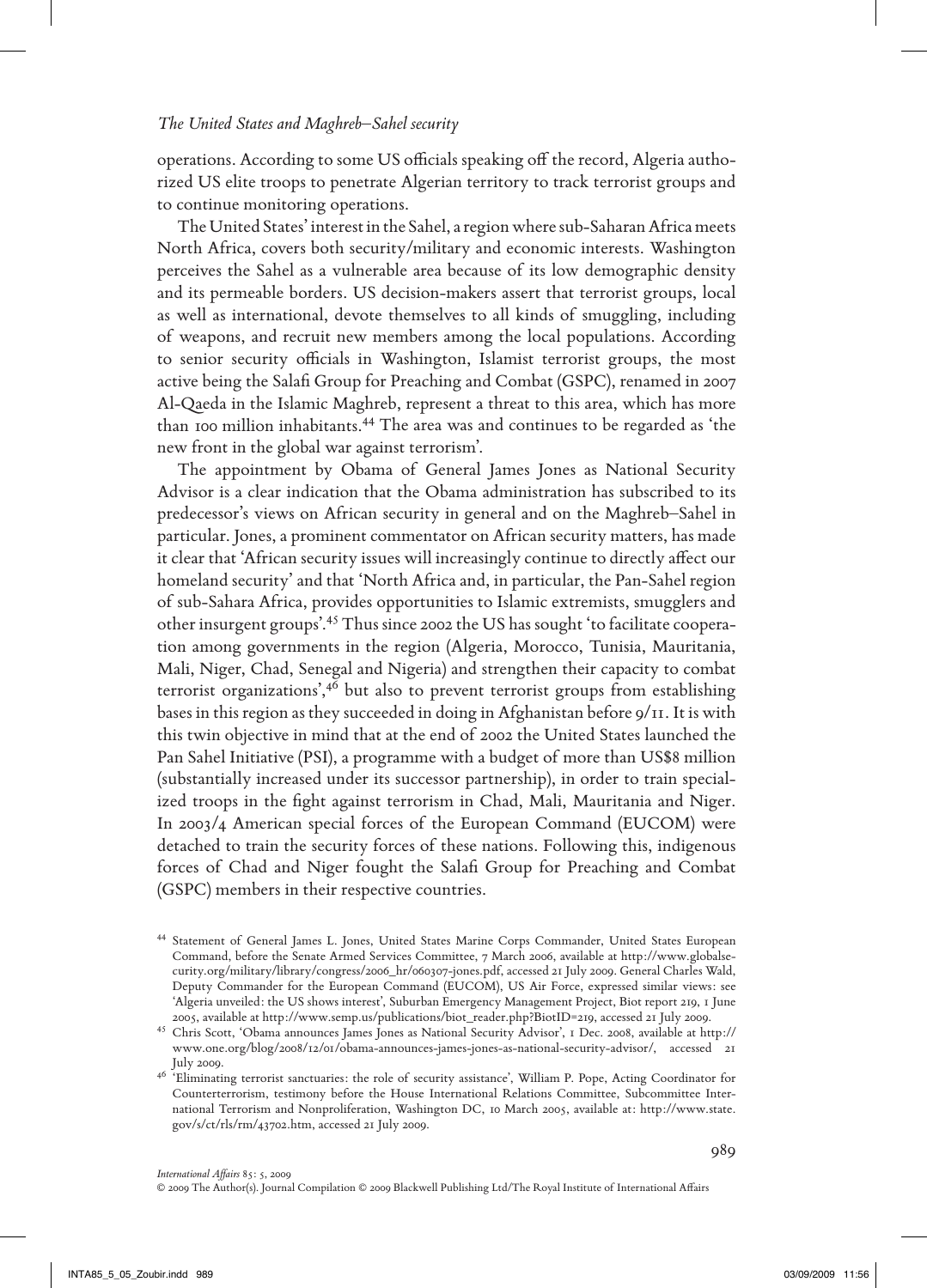operations. According to some US officials speaking off the record, Algeria authorized US elite troops to penetrate Algerian territory to track terrorist groups and to continue monitoring operations.

The United States' interest in the Sahel, a region where sub-Saharan Africa meets North Africa, covers both security/military and economic interests. Washington perceives the Sahel as a vulnerable area because of its low demographic density and its permeable borders. US decision-makers assert that terrorist groups, local as well as international, devote themselves to all kinds of smuggling, including of weapons, and recruit new members among the local populations. According to senior security officials in Washington, Islamist terrorist groups, the most active being the Salafi Group for Preaching and Combat (GSPC), renamed in 2007 Al-Qaeda in the Islamic Maghreb, represent a threat to this area, which has more than 100 million inhabitants.[44] The area was and continues to be regarded as 'the new front in the global war against terrorism'.

The appointment by Obama of General James Jones as National Security Advisor is a clear indication that the Obama administration has subscribed to its predecessor's views on African security in general and on the Maghreb–Sahel in particular. Jones, a prominent commentator on African security matters, has made it clear that 'African security issues will increasingly continue to directly affect our homeland security' and that 'North Africa and, in particular, the Pan-Sahel region of sub-Sahara Africa, provides opportunities to Islamic extremists, smugglers and other insurgent groups'.[45] Thus since 2002 the US has sought 'to facilitate cooperation among governments in the region (Algeria, Morocco, Tunisia, Mauritania, Mali, Niger, Chad, Senegal and Nigeria) and strengthen their capacity to combat terrorist organizations',[46] but also to prevent terrorist groups from establishing bases in this region as they succeeded in doing in Afghanistan before 9/11. It is with this twin objective in mind that at the end of 2002 the United States launched the Pan Sahel Initiative (PSI), a programme with a budget of more than US$8 million (substantially increased under its successor partnership), in order to train specialized troops in the fight against terrorism in Chad, Mali, Mauritania and Niger. In 2003/4 American special forces of the European Command (EUCOM) were detached to train the security forces of these nations. Following this, indigenous forces of Chad and Niger fought the Salafi Group for Preaching and Combat (GSPC) members in their respective countries.

---

[44] Statement of General James L. Jones, United States Marine Corps Commander, United States European Command, before the Senate Armed Services Committee, 7 March 2006, available at http://www.globalsecurity.org/military/library/congress/2006_hr/060307-jones.pdf, accessed 21 July 2009. General Charles Wald, Deputy Commander for the European Command (EUCOM), US Air Force, expressed similar views: see 'Algeria unveiled: the US shows interest', Suburban Emergency Management Project, Biot report 219, 1 June 2005, available at http://www.semp.us/publications/biot_reader.php?BiotID=219, accessed 21 July 2009.

[45] Chris Scott, 'Obama announces James Jones as National Security Advisor', 1 Dec. 2008, available at http://www.one.org/blog/2008/12/01/obama-announces-james-jones-as-national-security-advisor/, accessed 21 July 2009.

[46] 'Eliminating terrorist sanctuaries: the role of security assistance', William P. Pope, Acting Coordinator for Counterterrorism, testimony before the House International Relations Committee, Subcommittee International Terrorism and Nonproliferation, Washington DC, 10 March 2005, available at: http://www.state.gov/s/ct/rls/rm/43702.htm, accessed 21 July 2009.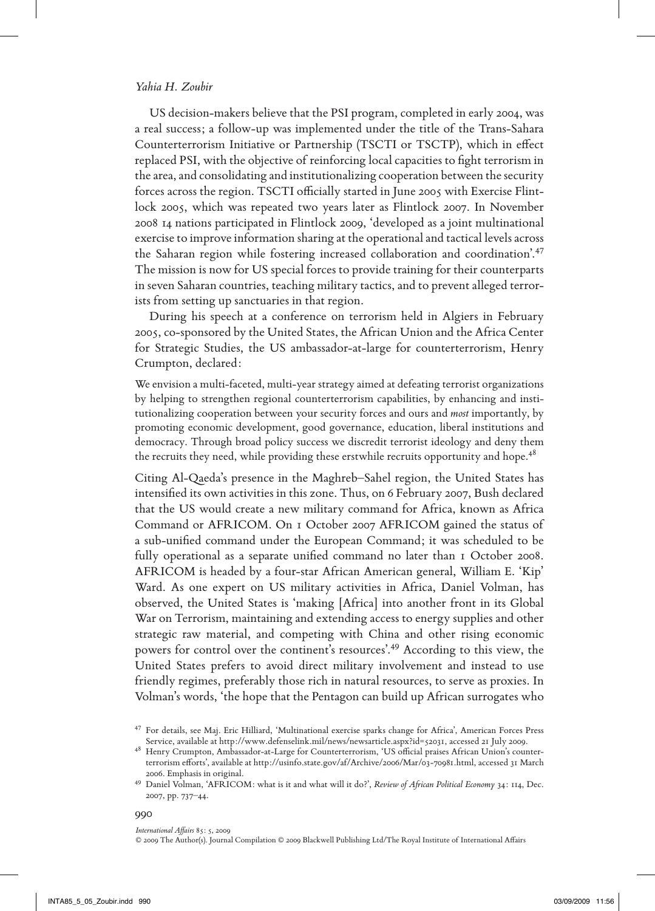US decision-makers believe that the PSI program, completed in early 2004, was a real success; a follow-up was implemented under the title of the Trans-Sahara Counterterrorism Initiative or Partnership (TSCTI or TSCTP), which in effect replaced PSI, with the objective of reinforcing local capacities to fight terrorism in the area, and consolidating and institutionalizing cooperation between the security forces across the region. TSCTI officially started in June 2005 with Exercise Flintlock 2005, which was repeated two years later as Flintlock 2007. In November 2008 14 nations participated in Flintlock 2009, 'developed as a joint multinational exercise to improve information sharing at the operational and tactical levels across the Saharan region while fostering increased collaboration and coordination'.[47] The mission is now for US special forces to provide training for their counterparts in seven Saharan countries, teaching military tactics, and to prevent alleged terrorists from setting up sanctuaries in that region.

During his speech at a conference on terrorism held in Algiers in February 2005, co-sponsored by the United States, the African Union and the Africa Center for Strategic Studies, the US ambassador-at-large for counterterrorism, Henry Crumpton, declared:

> We envision a multi-faceted, multi-year strategy aimed at defeating terrorist organizations by helping to strengthen regional counterterrorism capabilities, by enhancing and institutionalizing cooperation between your security forces and ours and *most* importantly, by promoting economic development, good governance, education, liberal institutions and democracy. Through broad policy success we discredit terrorist ideology and deny them the recruits they need, while providing these erstwhile recruits opportunity and hope.[48]

Citing Al-Qaeda's presence in the Maghreb–Sahel region, the United States has intensified its own activities in this zone. Thus, on 6 February 2007, Bush declared that the US would create a new military command for Africa, known as Africa Command or AFRICOM. On 1 October 2007 AFRICOM gained the status of a sub-unified command under the European Command; it was scheduled to be fully operational as a separate unified command no later than 1 October 2008. AFRICOM is headed by a four-star African American general, William E. 'Kip' Ward. As one expert on US military activities in Africa, Daniel Volman, has observed, the United States is 'making [Africa] into another front in its Global War on Terrorism, maintaining and extending access to energy supplies and other strategic raw material, and competing with China and other rising economic powers for control over the continent's resources'.[49] According to this view, the United States prefers to avoid direct military involvement and instead to use friendly regimes, preferably those rich in natural resources, to serve as proxies. In Volman's words, 'the hope that the Pentagon can build up African surrogates who

---

[47] For details, see Maj. Eric Hilliard, 'Multinational exercise sparks change for Africa', American Forces Press Service, available at http://www.defenselink.mil/news/newsarticle.aspx?id=52031, accessed 21 July 2009.

[48] Henry Crumpton, Ambassador-at-Large for Counterterrorism, 'US official praises African Union's counterterrorism efforts', available at http://usinfo.state.gov/af/Archive/2006/Mar/03-70981.html, accessed 31 March 2006. Emphasis in original.

[49] Daniel Volman, 'AFRICOM: what is it and what will it do?', *Review of African Political Economy* 34: 114, Dec. 2007, pp. 737–44.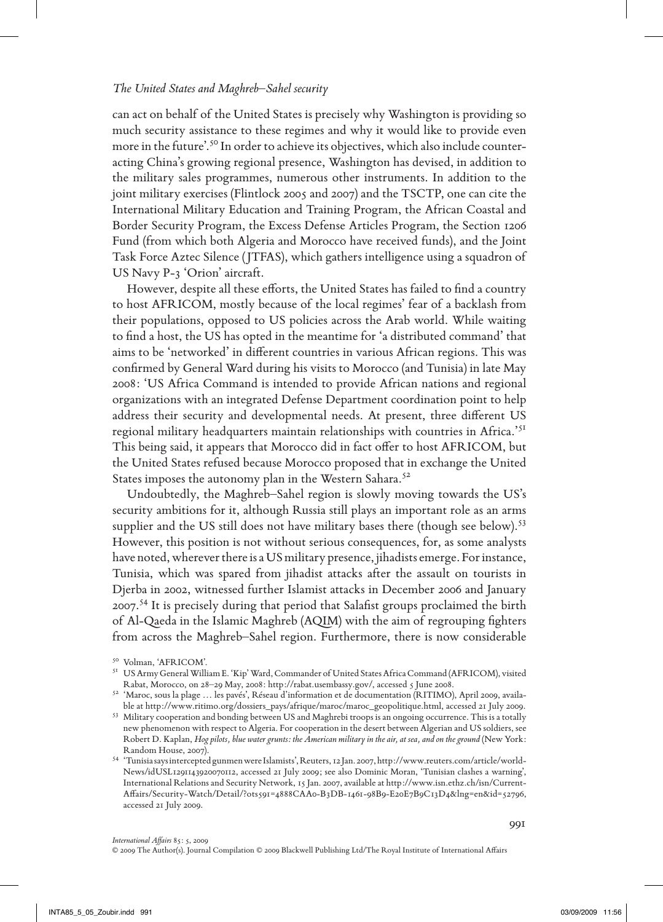can act on behalf of the United States is precisely why Washington is providing so much security assistance to these regimes and why it would like to provide even more in the future'.[50] In order to achieve its objectives, which also include counteracting China's growing regional presence, Washington has devised, in addition to the military sales programmes, numerous other instruments. In addition to the joint military exercises (Flintlock 2005 and 2007) and the TSCTP, one can cite the International Military Education and Training Program, the African Coastal and Border Security Program, the Excess Defense Articles Program, the Section 1206 Fund (from which both Algeria and Morocco have received funds), and the Joint Task Force Aztec Silence (JTFAS), which gathers intelligence using a squadron of US Navy P-3 'Orion' aircraft.

However, despite all these efforts, the United States has failed to find a country to host AFRICOM, mostly because of the local regimes' fear of a backlash from their populations, opposed to US policies across the Arab world. While waiting to find a host, the US has opted in the meantime for 'a distributed command' that aims to be 'networked' in different countries in various African regions. This was confirmed by General Ward during his visits to Morocco (and Tunisia) in late May 2008: 'US Africa Command is intended to provide African nations and regional organizations with an integrated Defense Department coordination point to help address their security and developmental needs. At present, three different US regional military headquarters maintain relationships with countries in Africa.'[51] This being said, it appears that Morocco did in fact offer to host AFRICOM, but the United States refused because Morocco proposed that in exchange the United States imposes the autonomy plan in the Western Sahara.[52]

Undoubtedly, the Maghreb–Sahel region is slowly moving towards the US's security ambitions for it, although Russia still plays an important role as an arms supplier and the US still does not have military bases there (though see below).[53] However, this position is not without serious consequences, for, as some analysts have noted, wherever there is a US military presence, jihadists emerge. For instance, Tunisia, which was spared from jihadist attacks after the assault on tourists in Djerba in 2002, witnessed further Islamist attacks in December 2006 and January 2007.[54] It is precisely during that period that Salafist groups proclaimed the birth of Al-Qaeda in the Islamic Maghreb (AQIM) with the aim of regrouping fighters from across the Maghreb–Sahel region. Furthermore, there is now considerable

---

[50] Volman, 'AFRICOM'.

[51] US Army General William E. 'Kip' Ward, Commander of United States Africa Command (AFRICOM), visited Rabat, Morocco, on 28–29 May, 2008: http://rabat.usembassy.gov/, accessed 5 June 2008.

[52] 'Maroc, sous la plage … les pavés', Réseau d'information et de documentation (RITIMO), April 2009, available at http://www.ritimo.org/dossiers_pays/afrique/maroc/maroc_geopolitique.html, accessed 21 July 2009.

[53] Military cooperation and bonding between US and Maghrebi troops is an ongoing occurrence. This is a totally new phenomenon with respect to Algeria. For cooperation in the desert between Algerian and US soldiers, see Robert D. Kaplan, *Hog pilots, blue water grunts: the American military in the air, at sea, and on the ground* (New York: Random House, 2007).

[54] 'Tunisia says intercepted gunmen were Islamists', Reuters, 12 Jan. 2007, http://www.reuters.com/article/worldNews/idUSL1291143920070112, accessed 21 July 2009; see also Dominic Moran, 'Tunisian clashes a warning', International Relations and Security Network, 15 Jan. 2007, available at http://www.isn.ethz.ch/isn/Current-Affairs/Security-Watch/Detail/?ots591=4888CAA0-B3DB-1461-98B9-E20E7B9C13D4&lng=en&id=52796, accessed 21 July 2009.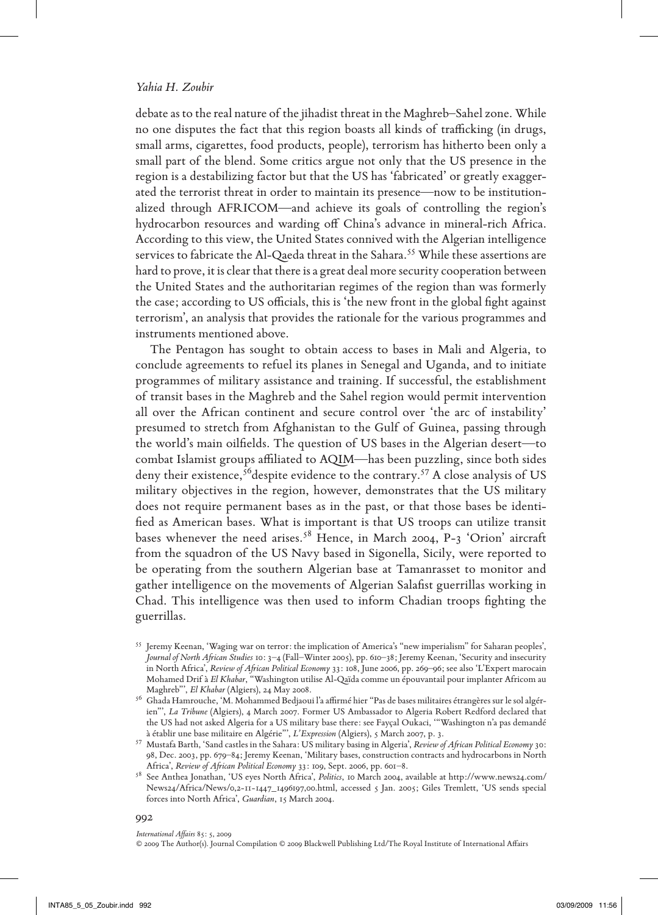debate as to the real nature of the jihadist threat in the Maghreb–Sahel zone. While no one disputes the fact that this region boasts all kinds of trafficking (in drugs, small arms, cigarettes, food products, people), terrorism has hitherto been only a small part of the blend. Some critics argue not only that the US presence in the region is a destabilizing factor but that the US has 'fabricated' or greatly exaggerated the terrorist threat in order to maintain its presence—now to be institutionalized through AFRICOM—and achieve its goals of controlling the region's hydrocarbon resources and warding off China's advance in mineral-rich Africa. According to this view, the United States connived with the Algerian intelligence services to fabricate the Al-Qaeda threat in the Sahara.[55] While these assertions are hard to prove, it is clear that there is a great deal more security cooperation between the United States and the authoritarian regimes of the region than was formerly the case; according to US officials, this is 'the new front in the global fight against terrorism', an analysis that provides the rationale for the various programmes and instruments mentioned above.

The Pentagon has sought to obtain access to bases in Mali and Algeria, to conclude agreements to refuel its planes in Senegal and Uganda, and to initiate programmes of military assistance and training. If successful, the establishment of transit bases in the Maghreb and the Sahel region would permit intervention all over the African continent and secure control over 'the arc of instability' presumed to stretch from Afghanistan to the Gulf of Guinea, passing through the world's main oilfields. The question of US bases in the Algerian desert—to combat Islamist groups affiliated to AQIM—has been puzzling, since both sides deny their existence,[56] despite evidence to the contrary.[57] A close analysis of US military objectives in the region, however, demonstrates that the US military does not require permanent bases as in the past, or that those bases be identified as American bases. What is important is that US troops can utilize transit bases whenever the need arises.[58] Hence, in March 2004, P-3 'Orion' aircraft from the squadron of the US Navy based in Sigonella, Sicily, were reported to be operating from the southern Algerian base at Tamanrasset to monitor and gather intelligence on the movements of Algerian Salafist guerrillas working in Chad. This intelligence was then used to inform Chadian troops fighting the guerrillas.

[55] Jeremy Keenan, 'Waging war on terror: the implication of America's "new imperialism" for Saharan peoples', *Journal of North African Studies* 10: 3–4 (Fall–Winter 2005), pp. 610–38; Jeremy Keenan, 'Security and insecurity in North Africa', *Review of African Political Economy* 33: 108, June 2006, pp. 269–96; see also 'L'Expert marocain Mohamed Drif à *El Khabar*, "Washington utilise Al-Qaïda comme un épouvantail pour implanter Africom au Maghreb"', *El Khabar* (Algiers), 24 May 2008.

[56] Ghada Hamrouche, 'M. Mohammed Bedjaoui l'a affirmé hier "Pas de bases militaires étrangères sur le sol algérien"', *La Tribune* (Algiers), 4 March 2007. Former US Ambassador to Algeria Robert Redford declared that the US had not asked Algeria for a US military base there: see Fayçal Oukaci, '"Washington n'a pas demandé à établir une base militaire en Algérie"', *L'Expression* (Algiers), 5 March 2007, p. 3.

[57] Mustafa Barth, 'Sand castles in the Sahara: US military basing in Algeria', *Review of African Political Economy* 30: 98, Dec. 2003, pp. 679–84; Jeremy Keenan, 'Military bases, construction contracts and hydrocarbons in North Africa', *Review of African Political Economy* 33: 109, Sept. 2006, pp. 601–8.

[58] See Anthea Jonathan, 'US eyes North Africa', *Politics*, 10 March 2004, available at http://www.news24.com/News24/Africa/News/0,2-11-1447_1496197,00.html, accessed 5 Jan. 2005; Giles Tremlett, 'US sends special forces into North Africa', *Guardian*, 15 March 2004.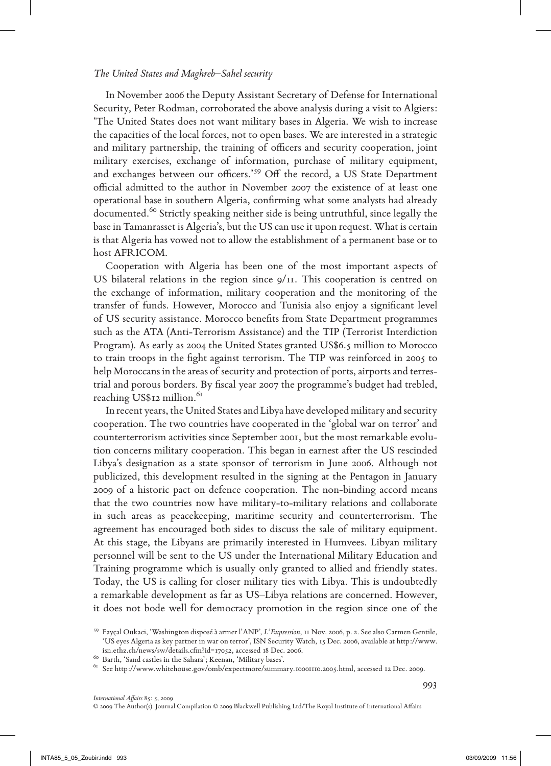In November 2006 the Deputy Assistant Secretary of Defense for International Security, Peter Rodman, corroborated the above analysis during a visit to Algiers: 'The United States does not want military bases in Algeria. We wish to increase the capacities of the local forces, not to open bases. We are interested in a strategic and military partnership, the training of officers and security cooperation, joint military exercises, exchange of information, purchase of military equipment, and exchanges between our officers.'[59] Off the record, a US State Department official admitted to the author in November 2007 the existence of at least one operational base in southern Algeria, confirming what some analysts had already documented.[60] Strictly speaking neither side is being untruthful, since legally the base in Tamanrasset is Algeria's, but the US can use it upon request. What is certain is that Algeria has vowed not to allow the establishment of a permanent base or to host AFRICOM.

Cooperation with Algeria has been one of the most important aspects of US bilateral relations in the region since 9/11. This cooperation is centred on the exchange of information, military cooperation and the monitoring of the transfer of funds. However, Morocco and Tunisia also enjoy a significant level of US security assistance. Morocco benefits from State Department programmes such as the ATA (Anti-Terrorism Assistance) and the TIP (Terrorist Interdiction Program). As early as 2004 the United States granted US$6.5 million to Morocco to train troops in the fight against terrorism. The TIP was reinforced in 2005 to help Moroccans in the areas of security and protection of ports, airports and terrestrial and porous borders. By fiscal year 2007 the programme's budget had trebled, reaching US$12 million.[61]

In recent years, the United States and Libya have developed military and security cooperation. The two countries have cooperated in the 'global war on terror' and counterterrorism activities since September 2001, but the most remarkable evolution concerns military cooperation. This began in earnest after the US rescinded Libya's designation as a state sponsor of terrorism in June 2006. Although not publicized, this development resulted in the signing at the Pentagon in January 2009 of a historic pact on defence cooperation. The non-binding accord means that the two countries now have military-to-military relations and collaborate in such areas as peacekeeping, maritime security and counterterrorism. The agreement has encouraged both sides to discuss the sale of military equipment. At this stage, the Libyans are primarily interested in Humvees. Libyan military personnel will be sent to the US under the International Military Education and Training programme which is usually only granted to allied and friendly states. Today, the US is calling for closer military ties with Libya. This is undoubtedly a remarkable development as far as US–Libya relations are concerned. However, it does not bode well for democracy promotion in the region since one of the

[59] Fayçal Oukaci, 'Washington disposé à armer l'ANP', *L'Expression*, 11 Nov. 2006, p. 2. See also Carmen Gentile, 'US eyes Algeria as key partner in war on terror', ISN Security Watch, 15 Dec. 2006, available at http://www.isn.ethz.ch/news/sw/details.cfm?id=17052, accessed 18 Dec. 2006.

[60] Barth, 'Sand castles in the Sahara'; Keenan, 'Military bases'.

[61] See http://www.whitehouse.gov/omb/expectmore/summary.10001110.2005.html, accessed 12 Dec. 2009.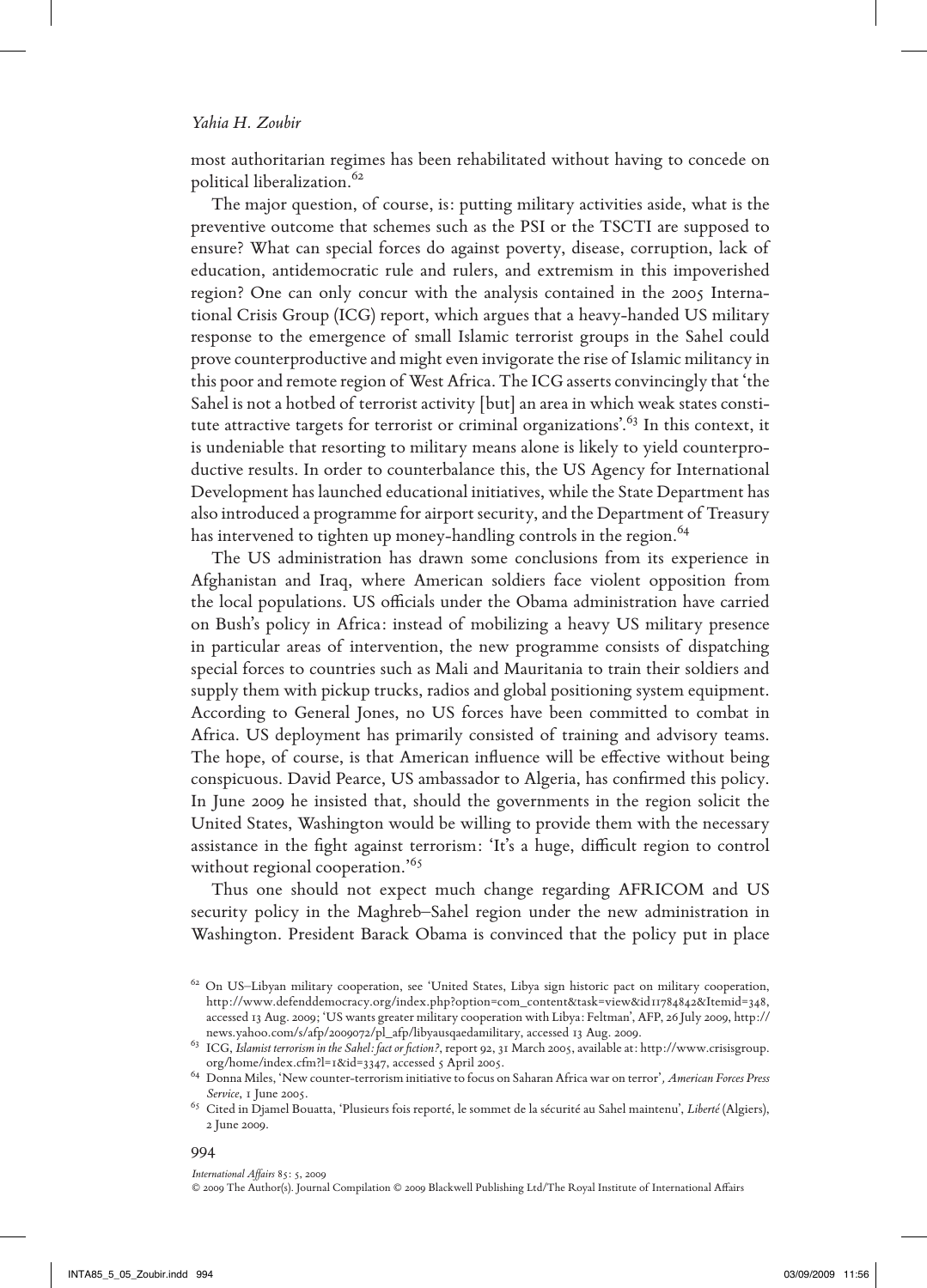most authoritarian regimes has been rehabilitated without having to concede on political liberalization.[62]

The major question, of course, is: putting military activities aside, what is the preventive outcome that schemes such as the PSI or the TSCTI are supposed to ensure? What can special forces do against poverty, disease, corruption, lack of education, antidemocratic rule and rulers, and extremism in this impoverished region? One can only concur with the analysis contained in the 2005 International Crisis Group (ICG) report, which argues that a heavy-handed US military response to the emergence of small Islamic terrorist groups in the Sahel could prove counterproductive and might even invigorate the rise of Islamic militancy in this poor and remote region of West Africa. The ICG asserts convincingly that 'the Sahel is not a hotbed of terrorist activity [but] an area in which weak states constitute attractive targets for terrorist or criminal organizations'.[63] In this context, it is undeniable that resorting to military means alone is likely to yield counterproductive results. In order to counterbalance this, the US Agency for International Development has launched educational initiatives, while the State Department has also introduced a programme for airport security, and the Department of Treasury has intervened to tighten up money-handling controls in the region.[64]

The US administration has drawn some conclusions from its experience in Afghanistan and Iraq, where American soldiers face violent opposition from the local populations. US officials under the Obama administration have carried on Bush's policy in Africa: instead of mobilizing a heavy US military presence in particular areas of intervention, the new programme consists of dispatching special forces to countries such as Mali and Mauritania to train their soldiers and supply them with pickup trucks, radios and global positioning system equipment. According to General Jones, no US forces have been committed to combat in Africa. US deployment has primarily consisted of training and advisory teams. The hope, of course, is that American influence will be effective without being conspicuous. David Pearce, US ambassador to Algeria, has confirmed this policy. In June 2009 he insisted that, should the governments in the region solicit the United States, Washington would be willing to provide them with the necessary assistance in the fight against terrorism: 'It's a huge, difficult region to control without regional cooperation.'[65]

Thus one should not expect much change regarding AFRICOM and US security policy in the Maghreb–Sahel region under the new administration in Washington. President Barack Obama is convinced that the policy put in place

---

[62] On US–Libyan military cooperation, see 'United States, Libya sign historic pact on military cooperation, http://www.defenddemocracy.org/index.php?option=com_content&task=view&id11784842&Itemid=348, accessed 13 Aug. 2009; 'US wants greater military cooperation with Libya: Feltman', AFP, 26 July 2009, http://news.yahoo.com/s/afp/20090727/pl_afp/libyausqaedamilitary, accessed 13 Aug. 2009.

[63] ICG, *Islamist terrorism in the Sahel: fact or fiction?*, report 92, 31 March 2005, available at: http://www.crisisgroup.org/home/index.cfm?l=1&id=3347, accessed 5 April 2005.

[64] Donna Miles, 'New counter-terrorism initiative to focus on Saharan Africa war on terror', *American Forces Press Service*, 1 June 2005.

[65] Cited in Djamel Bouatta, 'Plusieurs fois reporté, le sommet de la sécurité au Sahel maintenu', *Liberté* (Algiers), 2 June 2009.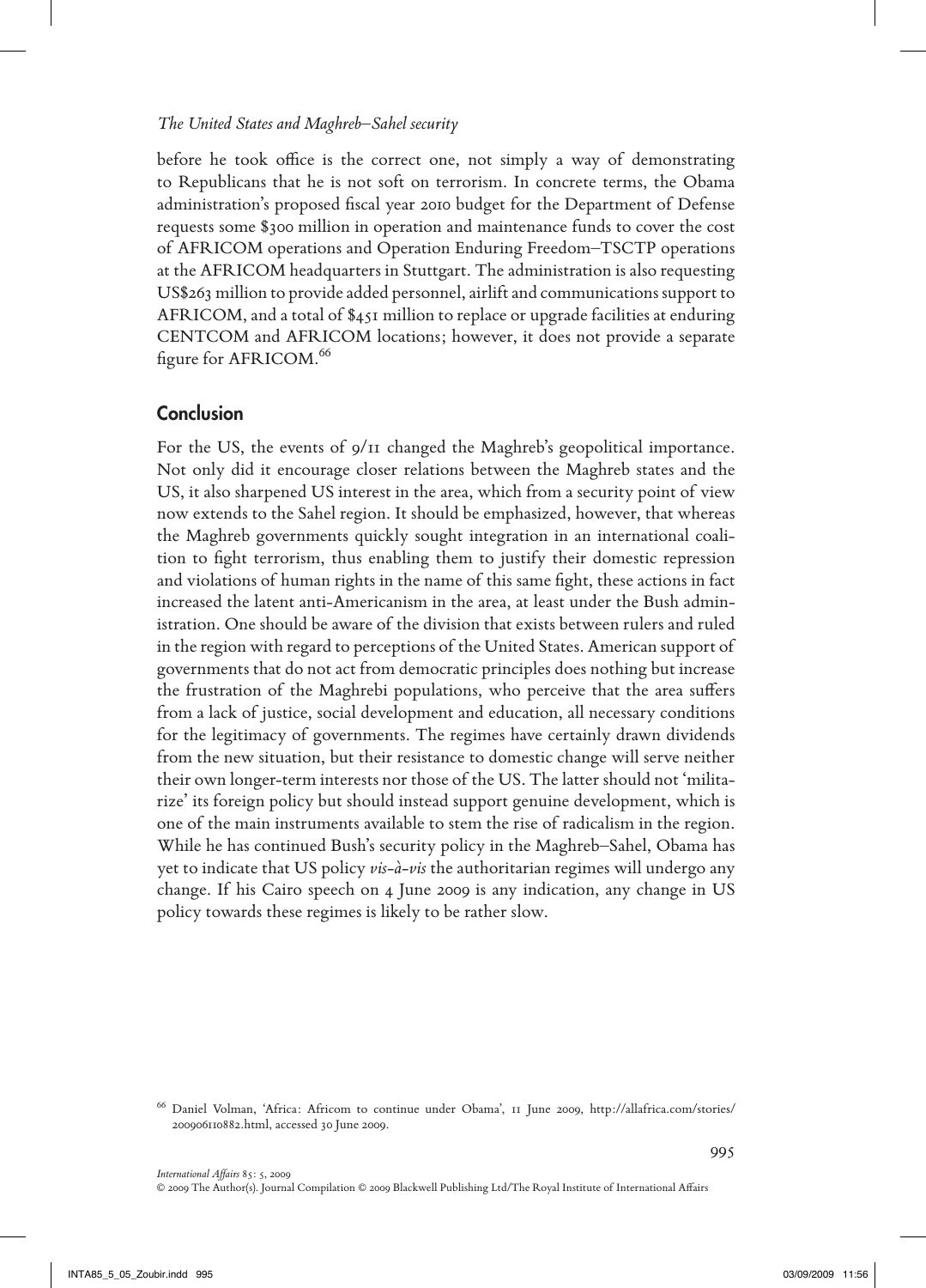before he took office is the correct one, not simply a way of demonstrating to Republicans that he is not soft on terrorism. In concrete terms, the Obama administration's proposed fiscal year 2010 budget for the Department of Defense requests some \$300 million in operation and maintenance funds to cover the cost of AFRICOM operations and Operation Enduring Freedom–TSCTP operations at the AFRICOM headquarters in Stuttgart. The administration is also requesting US\$263 million to provide added personnel, airlift and communications support to AFRICOM, and a total of \$451 million to replace or upgrade facilities at enduring CENTCOM and AFRICOM locations; however, it does not provide a separate figure for AFRICOM.[66]

## Conclusion

For the US, the events of 9/11 changed the Maghreb's geopolitical importance. Not only did it encourage closer relations between the Maghreb states and the US, it also sharpened US interest in the area, which from a security point of view now extends to the Sahel region. It should be emphasized, however, that whereas the Maghreb governments quickly sought integration in an international coalition to fight terrorism, thus enabling them to justify their domestic repression and violations of human rights in the name of this same fight, these actions in fact increased the latent anti-Americanism in the area, at least under the Bush administration. One should be aware of the division that exists between rulers and ruled in the region with regard to perceptions of the United States. American support of governments that do not act from democratic principles does nothing but increase the frustration of the Maghrebi populations, who perceive that the area suffers from a lack of justice, social development and education, all necessary conditions for the legitimacy of governments. The regimes have certainly drawn dividends from the new situation, but their resistance to domestic change will serve neither their own longer-term interests nor those of the US. The latter should not 'militarize' its foreign policy but should instead support genuine development, which is one of the main instruments available to stem the rise of radicalism in the region. While he has continued Bush's security policy in the Maghreb–Sahel, Obama has yet to indicate that US policy *vis-à-vis* the authoritarian regimes will undergo any change. If his Cairo speech on 4 June 2009 is any indication, any change in US policy towards these regimes is likely to be rather slow.

[66] Daniel Volman, 'Africa: Africom to continue under Obama', 11 June 2009, http://allafrica.com/stories/200906110882.html, accessed 30 June 2009.